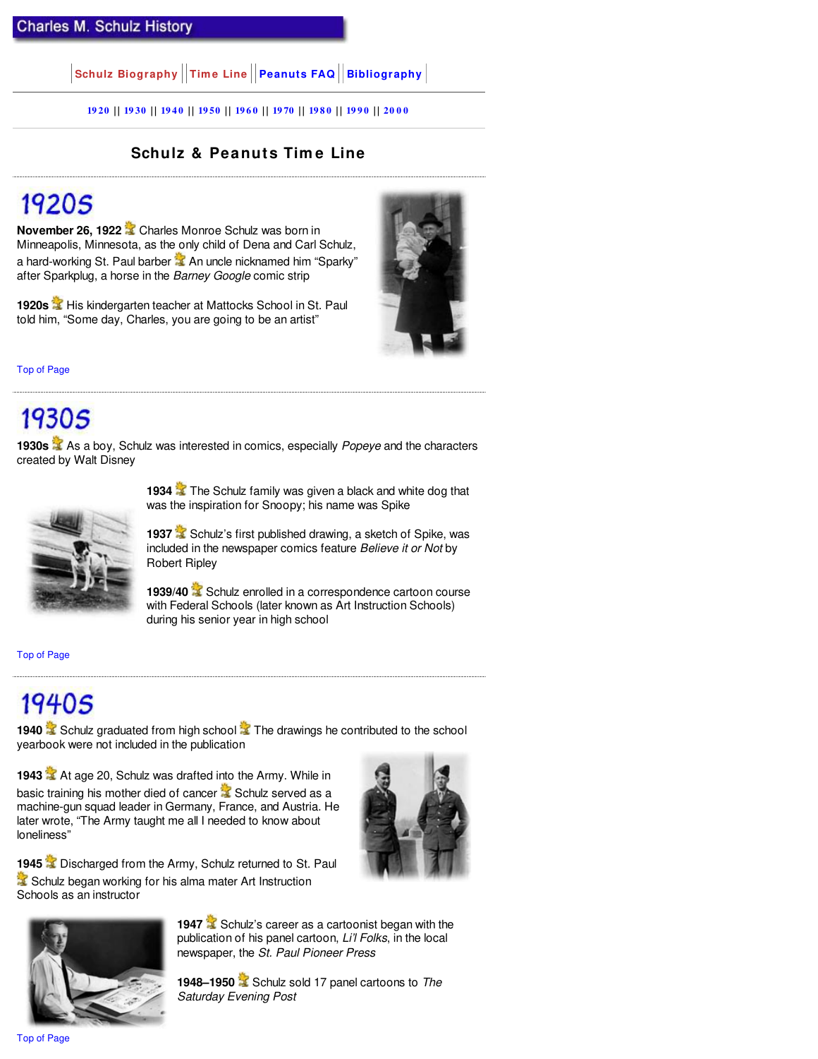# Charles M. Schulz History

| Schulz Biography | Time Line | Peanuts FAQ | Bibliography |

1920 || 1930 || 1940 || 1950 || 1960 || 1970 || 1980 || 1990 || 2000

## Schulz & Peanuts Time Line

## 1920s

**November 26, 1922** Charles Monroe Schulz was born in Minneapolis, Minnesota, as the only child of Dena and Carl Schulz, a hard-working St. Paul barber An uncle nicknamed him "Sparky" after Sparkplug, a horse in the *Barney Google* comic strip

**1920s** His kindergarten teacher at Mattocks School in St. Paul told him, "Some day, Charles, you are going to be an artist"

Top of Page

## 1930s

**1930s** As a boy, Schulz was interested in comics, especially *Popeye* and the characters created by Walt Disney

**1934** The Schulz family was given a black and white dog that was the inspiration for Snoopy; his name was Spike

**1937** Schulz's first published drawing, a sketch of Spike, was included in the newspaper comics feature *Believe it or Not* by Robert Ripley

**1939/40** Schulz enrolled in a correspondence cartoon course with Federal Schools (later known as Art Instruction Schools) during his senior year in high school

Top of Page

## 1940s

**1940** Schulz graduated from high school The drawings he contributed to the school yearbook were not included in the publication

**1943** At age 20, Schulz was drafted into the Army. While in basic training his mother died of cancer Schulz served as a machine-gun squad leader in Germany, France, and Austria. He later wrote, "The Army taught me all I needed to know about loneliness"

**1945** Discharged from the Army, Schulz returned to St. Paul Schulz began working for his alma mater Art Instruction Schools as an instructor

**1947** Schulz's career as a cartoonist began with the publication of his panel cartoon, *Li'l Folks*, in the local newspaper, the *St. Paul Pioneer Press*

**1948–1950** Schulz sold 17 panel cartoons to *The Saturday Evening Post*

Top of Page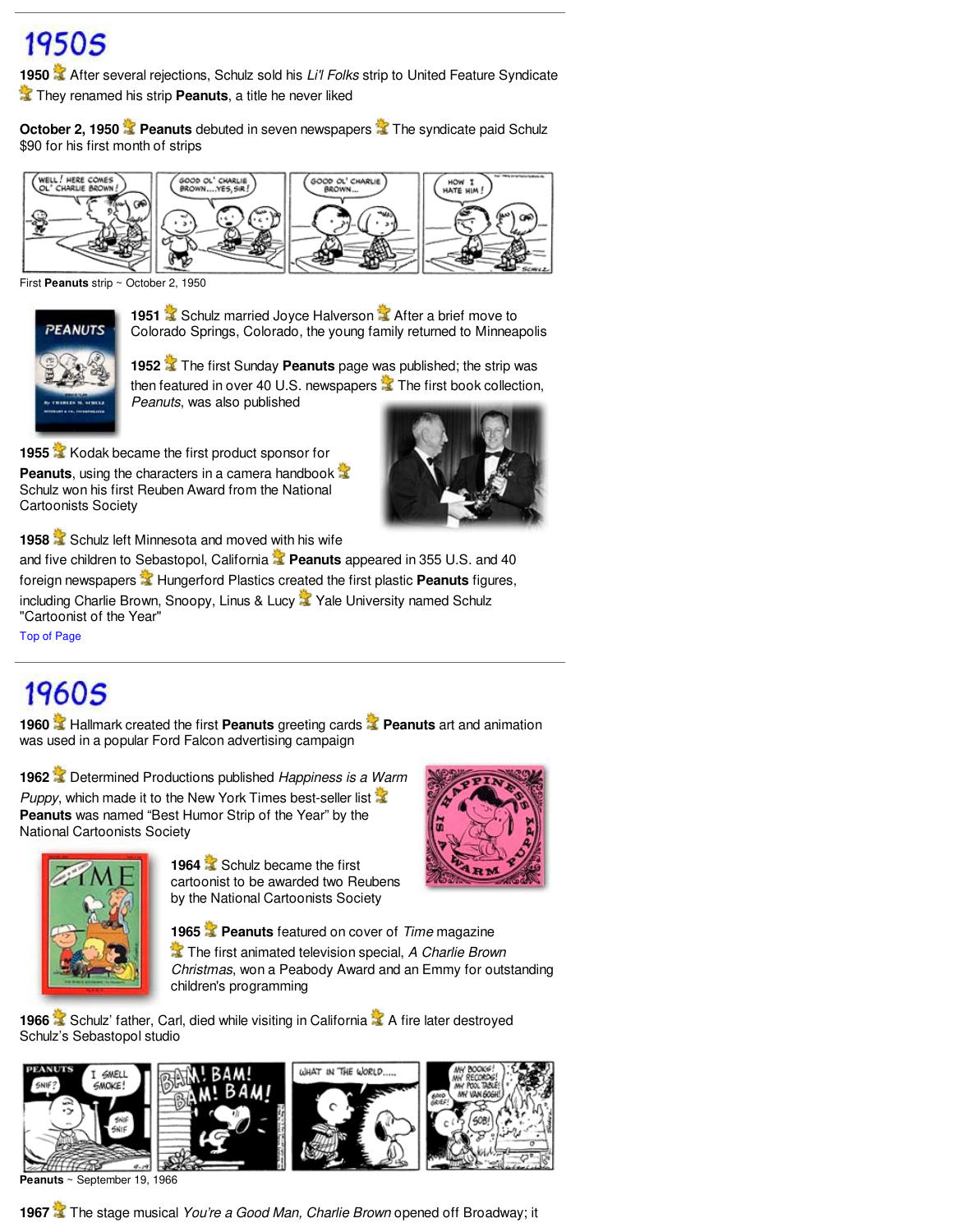# 1950s

**1950** After several rejections, Schulz sold his *Li'l Folks* strip to United Feature Syndicate They renamed his strip **Peanuts**, a title he never liked

**October 2, 1950** **Peanuts** debuted in seven newspapers The syndicate paid Schulz $90 for his first month of strips

First **Peanuts** strip ~ October 2, 1950

**1951** Schulz married Joyce Halverson After a brief move to Colorado Springs, Colorado, the young family returned to Minneapolis

**1952** The first Sunday **Peanuts** page was published; the strip was then featured in over 40 U.S. newspapers The first book collection, *Peanuts*, was also published

**1955** Kodak became the first product sponsor for **Peanuts**, using the characters in a camera handbook Schulz won his first Reuben Award from the National Cartoonists Society

**1958** Schulz left Minnesota and moved with his wife and five children to Sebastopol, California **Peanuts** appeared in 355 U.S. and 40 foreign newspapers Hungerford Plastics created the first plastic **Peanuts** figures, including Charlie Brown, Snoopy, Linus & Lucy Yale University named Schulz "Cartoonist of the Year"

Top of Page

# 1960s

**1960** Hallmark created the first **Peanuts** greeting cards **Peanuts** art and animation was used in a popular Ford Falcon advertising campaign

**1962** Determined Productions published *Happiness is a Warm Puppy*, which made it to the New York Times best-seller list **Peanuts** was named "Best Humor Strip of the Year" by the National Cartoonists Society

**1964** Schulz became the first cartoonist to be awarded two Reubens by the National Cartoonists Society

**1965** **Peanuts** featured on cover of *Time* magazine The first animated television special, *A Charlie Brown Christmas*, won a Peabody Award and an Emmy for outstanding children's programming

**1966** Schulz' father, Carl, died while visiting in California A fire later destroyed Schulz's Sebastopol studio

**Peanuts** ~ September 19, 1966

**1967** The stage musical *You're a Good Man, Charlie Brown* opened off Broadway; it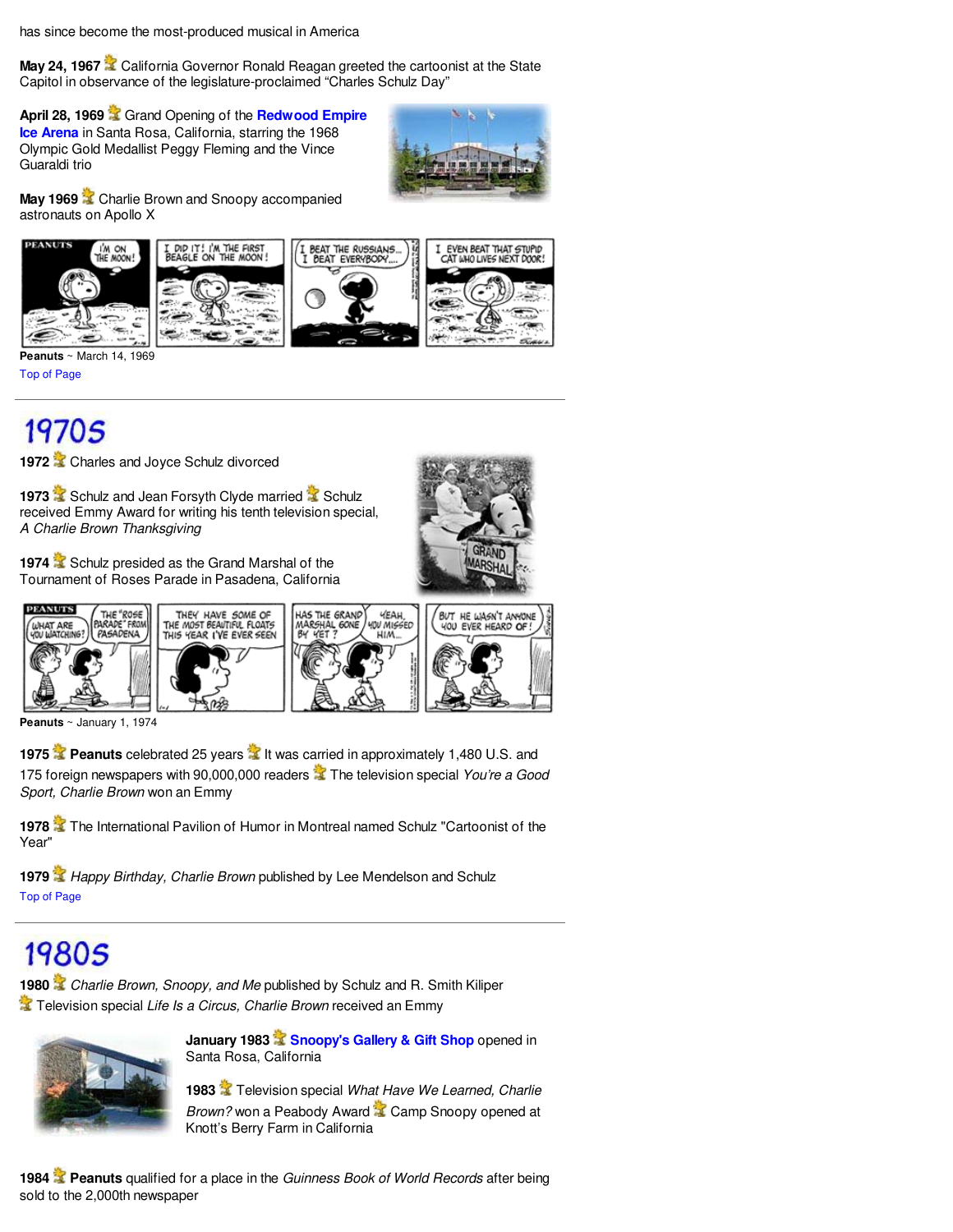has since become the most-produced musical in America

**May 24, 1967** California Governor Ronald Reagan greeted the cartoonist at the State Capitol in observance of the legislature-proclaimed "Charles Schulz Day"

**April 28, 1969** Grand Opening of the **Redwood Empire Ice Arena** in Santa Rosa, California, starring the 1968 Olympic Gold Medallist Peggy Fleming and the Vince Guaraldi trio

**May 1969** Charlie Brown and Snoopy accompanied astronauts on Apollo X

**Peanuts** ~ March 14, 1969

Top of Page

# 1970s

**1972** Charles and Joyce Schulz divorced

**1973** Schulz and Jean Forsyth Clyde married Schulz received Emmy Award for writing his tenth television special, *A Charlie Brown Thanksgiving*

**1974** Schulz presided as the Grand Marshal of the Tournament of Roses Parade in Pasadena, California

**Peanuts** ~ January 1, 1974

**1975** **Peanuts** celebrated 25 years It was carried in approximately 1,480 U.S. and 175 foreign newspapers with 90,000,000 readers The television special *You're a Good Sport, Charlie Brown* won an Emmy

**1978** The International Pavilion of Humor in Montreal named Schulz "Cartoonist of the Year"

**1979** *Happy Birthday, Charlie Brown* published by Lee Mendelson and Schulz

Top of Page

# 1980s

**1980** *Charlie Brown, Snoopy, and Me* published by Schulz and R. Smith Kiliper Television special *Life Is a Circus, Charlie Brown* received an Emmy

**January 1983** **Snoopy's Gallery & Gift Shop** opened in Santa Rosa, California

**1983** Television special *What Have We Learned, Charlie Brown?* won a Peabody Award Camp Snoopy opened at Knott's Berry Farm in California

**1984** **Peanuts** qualified for a place in the *Guinness Book of World Records* after being sold to the 2,000th newspaper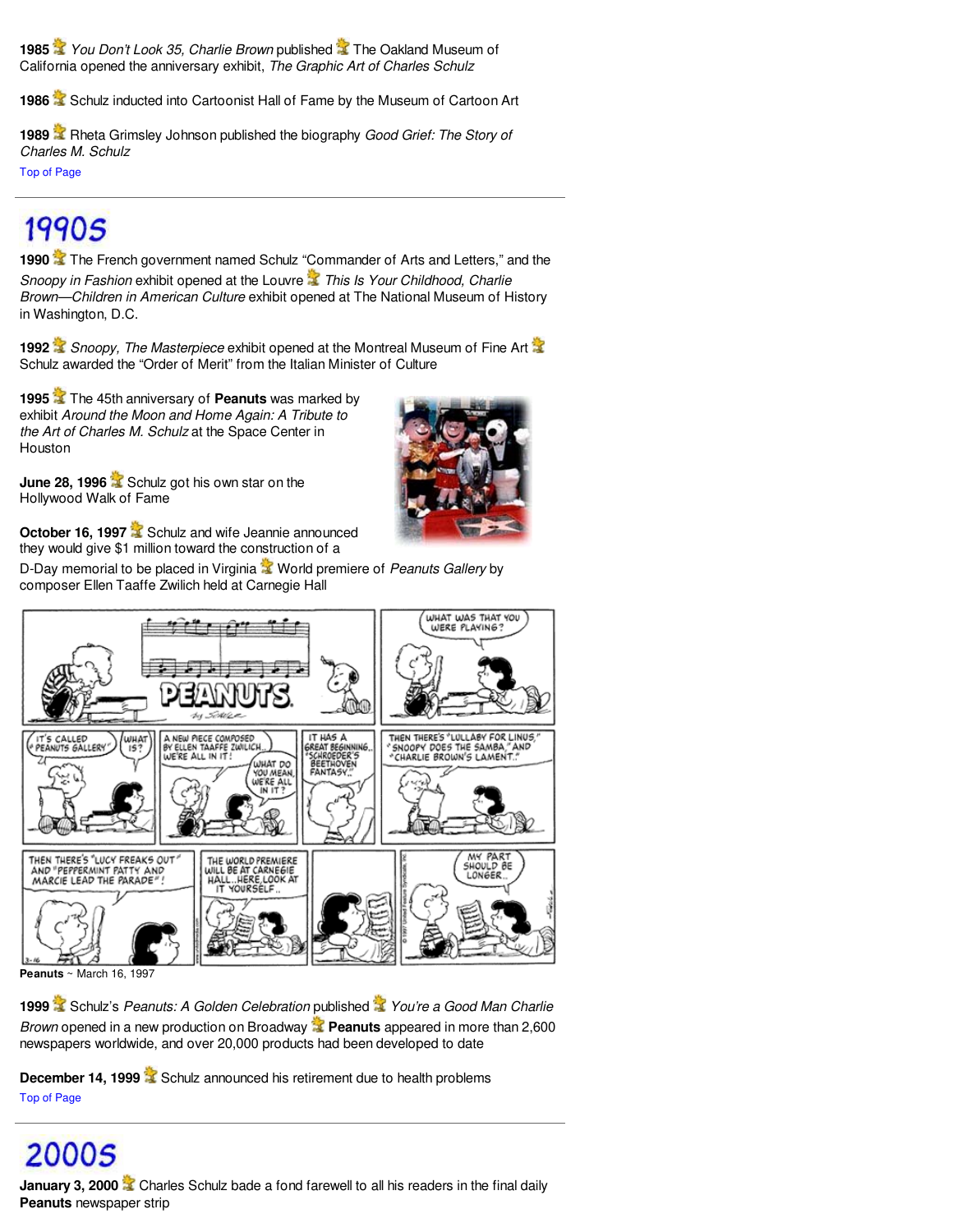**1985** *You Don't Look 35, Charlie Brown* published The Oakland Museum of California opened the anniversary exhibit, *The Graphic Art of Charles Schulz*

**1986** Schulz inducted into Cartoonist Hall of Fame by the Museum of Cartoon Art

**1989** Rheta Grimsley Johnson published the biography *Good Grief: The Story of Charles M. Schulz*

Top of Page

## 1990s

**1990** The French government named Schulz "Commander of Arts and Letters," and the *Snoopy in Fashion* exhibit opened at the Louvre *This Is Your Childhood, Charlie Brown—Children in American Culture* exhibit opened at The National Museum of History in Washington, D.C.

**1992** *Snoopy, The Masterpiece* exhibit opened at the Montreal Museum of Fine Art Schulz awarded the "Order of Merit" from the Italian Minister of Culture

**1995** The 45th anniversary of **Peanuts** was marked by exhibit *Around the Moon and Home Again: A Tribute to the Art of Charles M. Schulz* at the Space Center in Houston

**June 28, 1996** Schulz got his own star on the Hollywood Walk of Fame

**October 16, 1997** Schulz and wife Jeannie announced they would give $1 million toward the construction of a D-Day memorial to be placed in Virginia World premiere of *Peanuts Gallery* by composer Ellen Taaffe Zwilich held at Carnegie Hall

**Peanuts** ~ March 16, 1997

**1999** Schulz's *Peanuts: A Golden Celebration* published *You're a Good Man Charlie Brown* opened in a new production on Broadway **Peanuts** appeared in more than 2,600 newspapers worldwide, and over 20,000 products had been developed to date

**December 14, 1999** Schulz announced his retirement due to health problems

Top of Page

## 2000s

**January 3, 2000** Charles Schulz bade a fond farewell to all his readers in the final daily **Peanuts** newspaper strip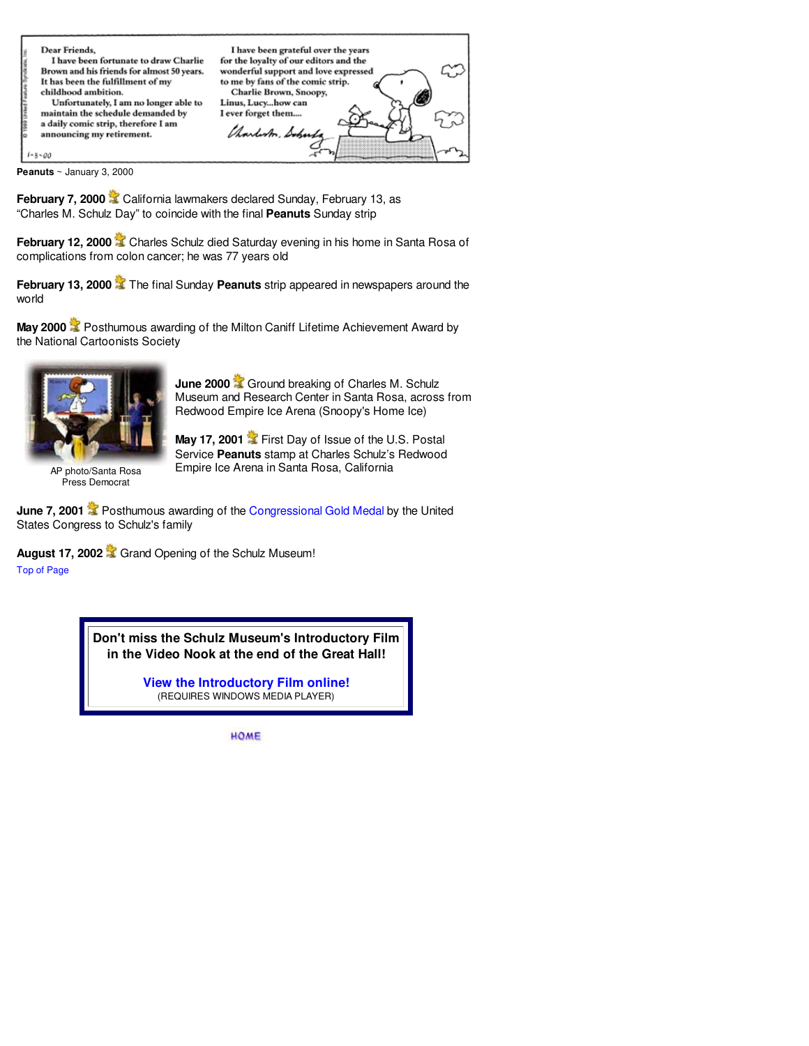**Peanuts** ~ January 3, 2000

**February 7, 2000** California lawmakers declared Sunday, February 13, as "Charles M. Schulz Day" to coincide with the final **Peanuts** Sunday strip

**February 12, 2000** Charles Schulz died Saturday evening in his home in Santa Rosa of complications from colon cancer; he was 77 years old

**February 13, 2000** The final Sunday **Peanuts** strip appeared in newspapers around the world

**May 2000** Posthumous awarding of the Milton Caniff Lifetime Achievement Award by the National Cartoonists Society

AP photo/Santa Rosa Press Democrat

**June 2000** Ground breaking of Charles M. Schulz Museum and Research Center in Santa Rosa, across from Redwood Empire Ice Arena (Snoopy's Home Ice)

**May 17, 2001** First Day of Issue of the U.S. Postal Service **Peanuts** stamp at Charles Schulz's Redwood Empire Ice Arena in Santa Rosa, California

**June 7, 2001** Posthumous awarding of the Congressional Gold Medal by the United States Congress to Schulz's family

**August 17, 2002** Grand Opening of the Schulz Museum!

Top of Page

**Don't miss the Schulz Museum's Introductory Film in the Video Nook at the end of the Great Hall!**

**View the Introductory Film online!**
(REQUIRES WINDOWS MEDIA PLAYER)

HOME